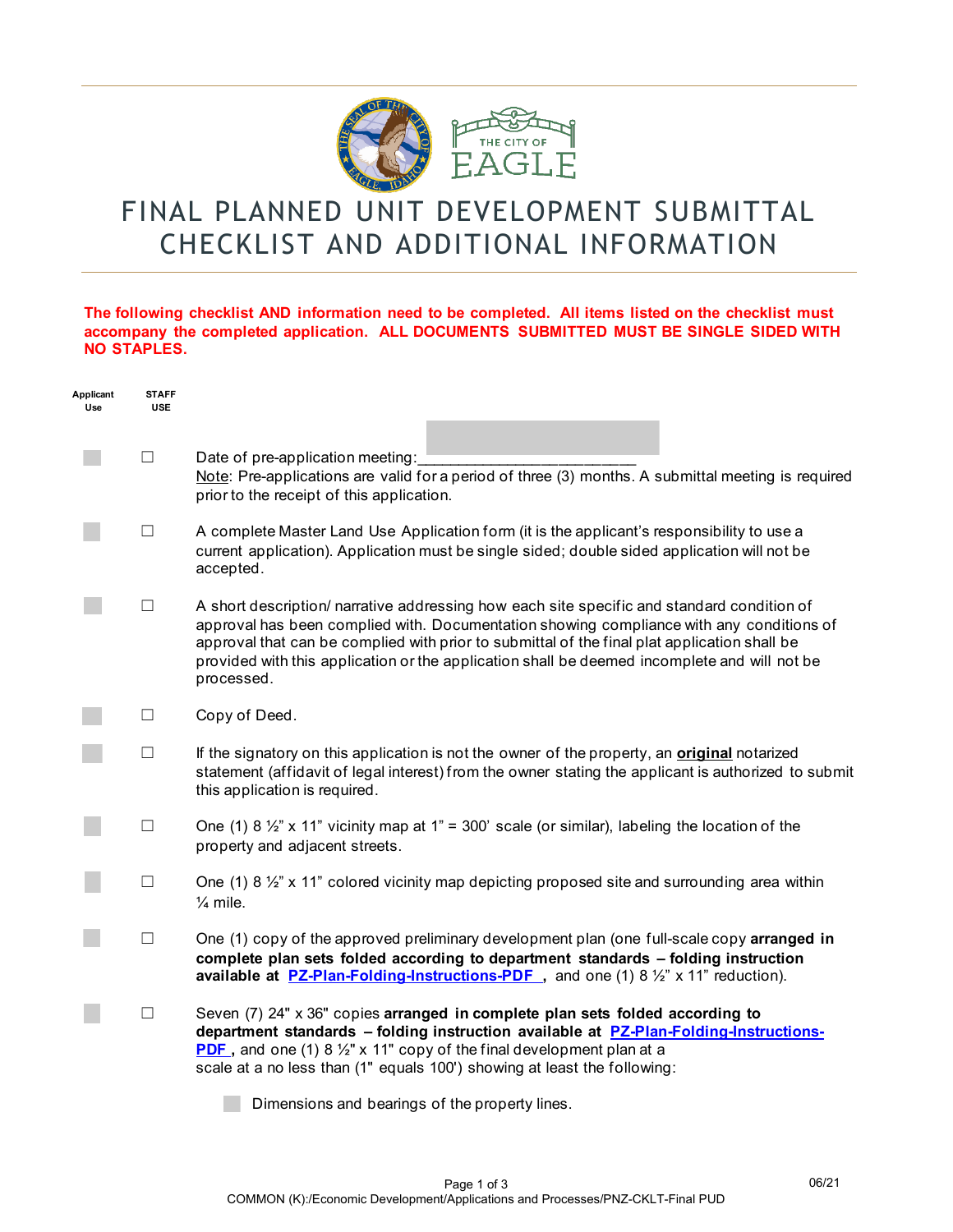# FINAL PLANNED UNIT DEVELOPMENT SUBMITTAL CHECKLIST AND ADDITIONAL INFORMATION

**The following checklist AND information need to be completed. All items listed on the checklist must accompany the completed application. ALL DOCUMENTS SUBMITTED MUST BE SINGLE SIDED WITH NO STAPLES.**

| Applicant Use | STAFF USE | |
|---|---|---|
| ☐ | ☐ | Date of pre-application meeting:_________________________ <br> Note: Pre-applications are valid for a period of three (3) months. A submittal meeting is required prior to the receipt of this application. |
| ☐ | ☐ | A complete Master Land Use Application form (it is the applicant's responsibility to use a current application). Application must be single sided; double sided application will not be accepted. |
| ☐ | ☐ | A short description/ narrative addressing how each site specific and standard condition of approval has been complied with. Documentation showing compliance with any conditions of approval that can be complied with prior to submittal of the final plat application shall be provided with this application or the application shall be deemed incomplete and will not be processed. |
| ☐ | ☐ | Copy of Deed. |
| ☐ | ☐ | If the signatory on this application is not the owner of the property, an **original** notarized statement (affidavit of legal interest) from the owner stating the applicant is authorized to submit this application is required. |
| ☐ | ☐ | One (1) 8 ½" x 11" vicinity map at 1" = 300' scale (or similar), labeling the location of the property and adjacent streets. |
| ☐ | ☐ | One (1) 8 ½" x 11" colored vicinity map depicting proposed site and surrounding area within ¼ mile. |
| ☐ | ☐ | One (1) copy of the approved preliminary development plan (one full-scale copy **arranged in complete plan sets folded according to department standards – folding instruction available at PZ-Plan-Folding-Instructions-PDF ,** and one (1) 8 ½" x 11" reduction). |
| ☐ | ☐ | Seven (7) 24" x 36" copies **arranged in complete plan sets folded according to department standards – folding instruction available at PZ-Plan-Folding-Instructions-PDF ,** and one (1) 8 ½" x 11" copy of the final development plan at a scale at a no less than (1" equals 100') showing at least the following: |

- ☐ Dimensions and bearings of the property lines.

06/21

COMMON (K):/Economic Development/Applications and Processes/PNZ-CKLT-Final PUD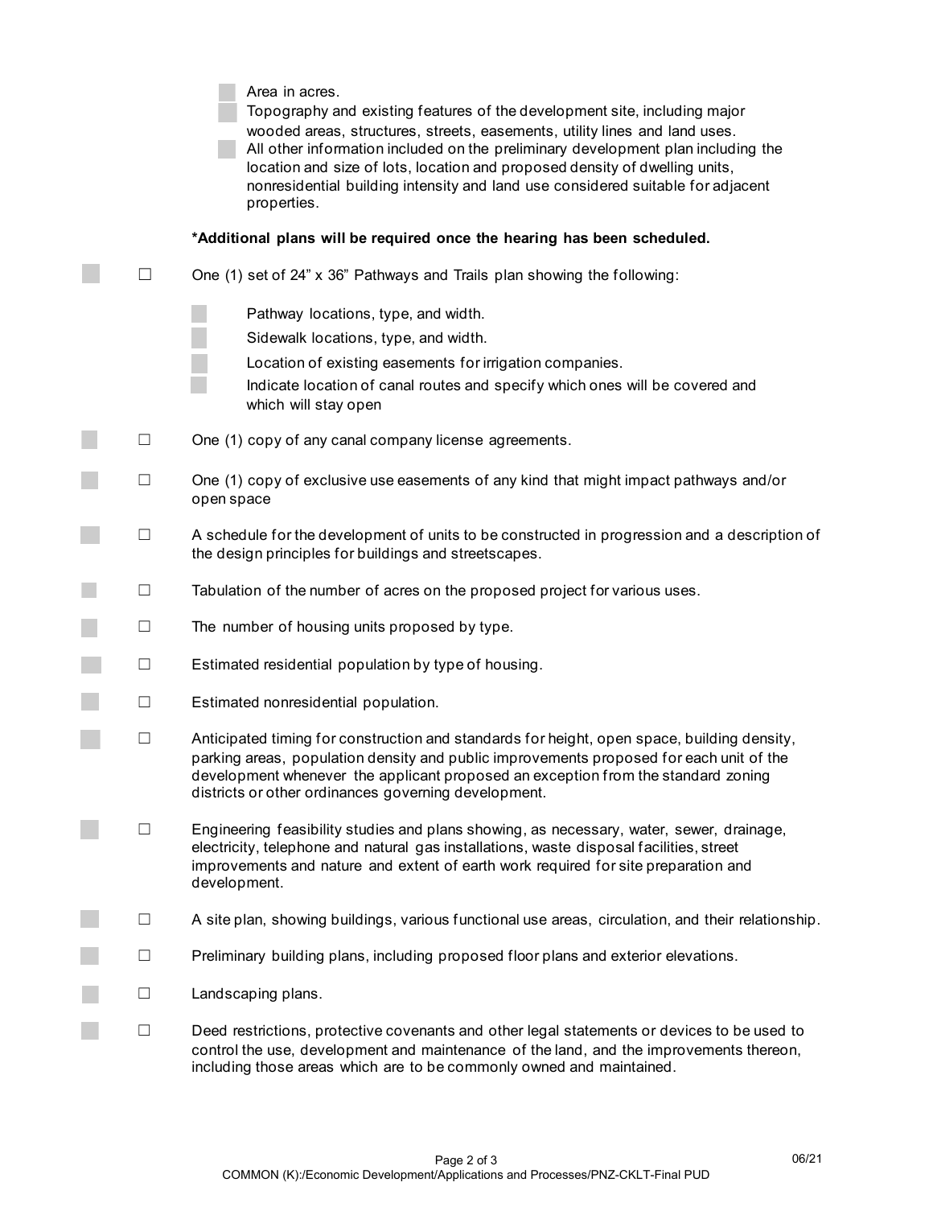- Area in acres.
- Topography and existing features of the development site, including major wooded areas, structures, streets, easements, utility lines and land uses.
- All other information included on the preliminary development plan including the location and size of lots, location and proposed density of dwelling units, nonresidential building intensity and land use considered suitable for adjacent properties.

**\*Additional plans will be required once the hearing has been scheduled.**

☐ One (1) set of 24" x 36" Pathways and Trails plan showing the following:

- Pathway locations, type, and width.
- Sidewalk locations, type, and width.
- Location of existing easements for irrigation companies.
- Indicate location of canal routes and specify which ones will be covered and which will stay open

☐ One (1) copy of any canal company license agreements.

☐ One (1) copy of exclusive use easements of any kind that might impact pathways and/or open space

☐ A schedule for the development of units to be constructed in progression and a description of the design principles for buildings and streetscapes.

☐ Tabulation of the number of acres on the proposed project for various uses.

☐ The number of housing units proposed by type.

☐ Estimated residential population by type of housing.

☐ Estimated nonresidential population.

☐ Anticipated timing for construction and standards for height, open space, building density, parking areas, population density and public improvements proposed for each unit of the development whenever the applicant proposed an exception from the standard zoning districts or other ordinances governing development.

☐ Engineering feasibility studies and plans showing, as necessary, water, sewer, drainage, electricity, telephone and natural gas installations, waste disposal facilities, street improvements and nature and extent of earth work required for site preparation and development.

☐ A site plan, showing buildings, various functional use areas, circulation, and their relationship.

☐ Preliminary building plans, including proposed floor plans and exterior elevations.

☐ Landscaping plans.

☐ Deed restrictions, protective covenants and other legal statements or devices to be used to control the use, development and maintenance of the land, and the improvements thereon, including those areas which are to be commonly owned and maintained.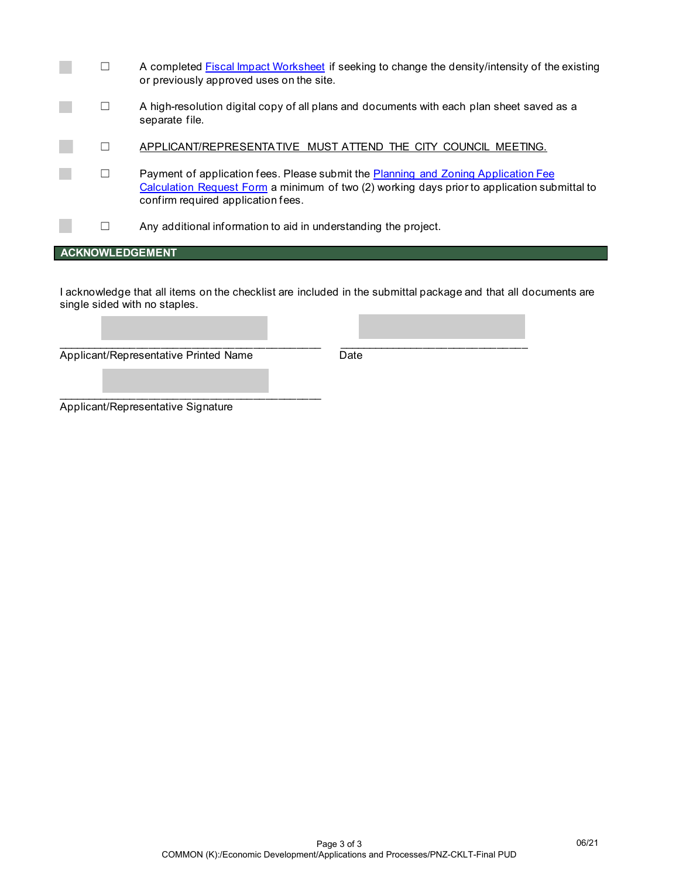- ☐ A completed Fiscal Impact Worksheet if seeking to change the density/intensity of the existing or previously approved uses on the site.
- ☐ A high-resolution digital copy of all plans and documents with each plan sheet saved as a separate file.
- ☐ APPLICANT/REPRESENTATIVE MUST ATTEND THE CITY COUNCIL MEETING.
- ☐ Payment of application fees. Please submit the Planning and Zoning Application Fee Calculation Request Form a minimum of two (2) working days prior to application submittal to confirm required application fees.
- ☐ Any additional information to aid in understanding the project.

## ACKNOWLEDGEMENT

I acknowledge that all items on the checklist are included in the submittal package and that all documents are single sided with no staples.

_____________________________________________ _______________________________

Applicant/Representative Printed Name Date

_____________________________________________

Applicant/Representative Signature

06/21

COMMON (K):/Economic Development/Applications and Processes/PNZ-CKLT-Final PUD